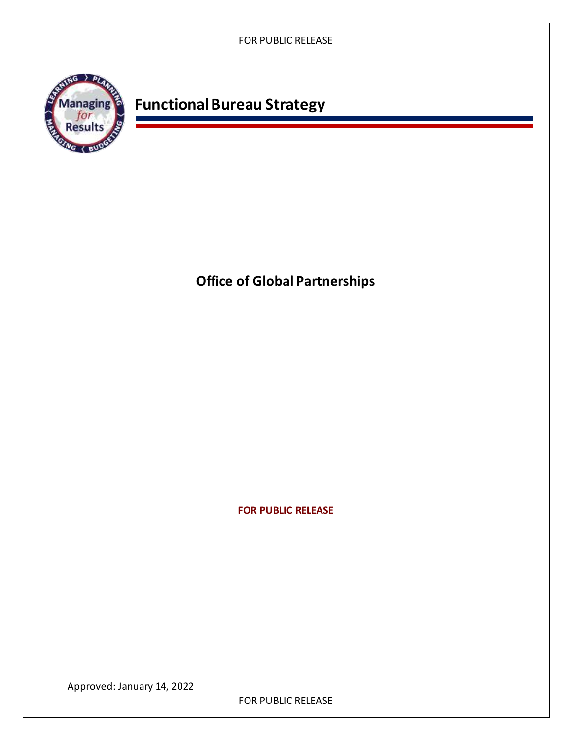# Functional Bureau Strategy

## Office of Global Partnerships

**FOR PUBLIC RELEASE**

Approved: January 14, 2022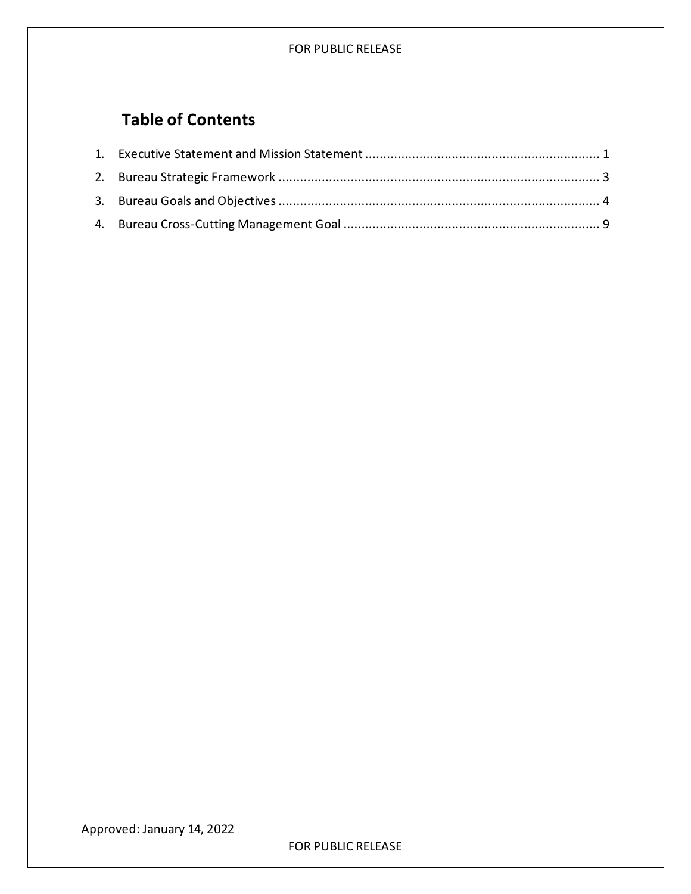## Table of Contents

1. Executive Statement and Mission Statement ................................................................. 1
2. Bureau Strategic Framework ......................................................................................... 3
3. Bureau Goals and Objectives ......................................................................................... 4
4. Bureau Cross-Cutting Management Goal ....................................................................... 9

Approved: January 14, 2022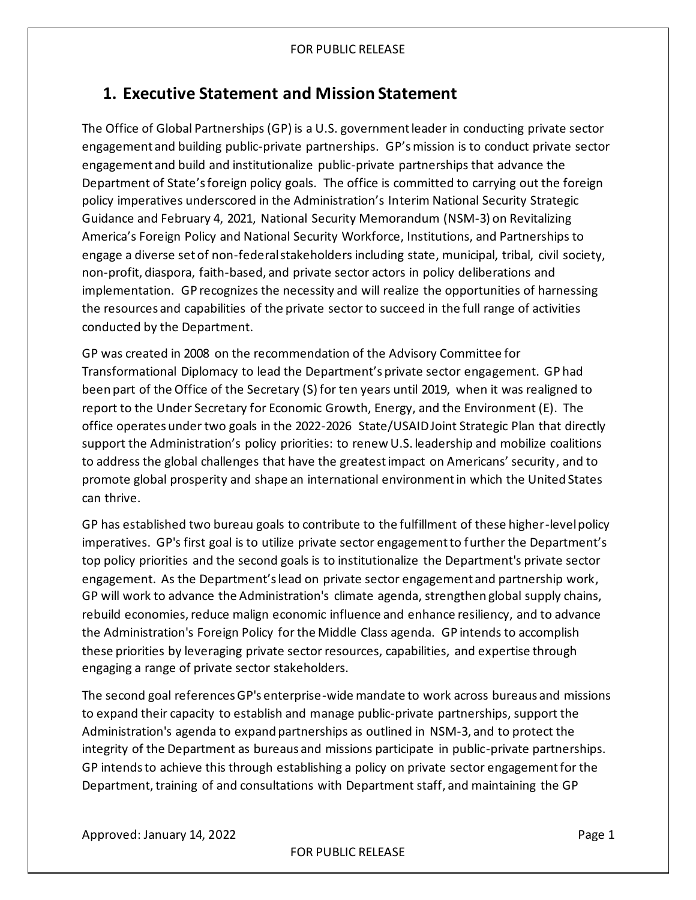# 1. Executive Statement and Mission Statement

The Office of Global Partnerships (GP) is a U.S. government leader in conducting private sector engagement and building public-private partnerships. GP's mission is to conduct private sector engagement and build and institutionalize public-private partnerships that advance the Department of State's foreign policy goals. The office is committed to carrying out the foreign policy imperatives underscored in the Administration's Interim National Security Strategic Guidance and February 4, 2021, National Security Memorandum (NSM-3) on Revitalizing America's Foreign Policy and National Security Workforce, Institutions, and Partnerships to engage a diverse set of non-federal stakeholders including state, municipal, tribal, civil society, non-profit, diaspora, faith-based, and private sector actors in policy deliberations and implementation. GP recognizes the necessity and will realize the opportunities of harnessing the resources and capabilities of the private sector to succeed in the full range of activities conducted by the Department.

GP was created in 2008 on the recommendation of the Advisory Committee for Transformational Diplomacy to lead the Department's private sector engagement. GP had been part of the Office of the Secretary (S) for ten years until 2019, when it was realigned to report to the Under Secretary for Economic Growth, Energy, and the Environment (E). The office operates under two goals in the 2022-2026 State/USAID Joint Strategic Plan that directly support the Administration's policy priorities: to renew U.S. leadership and mobilize coalitions to address the global challenges that have the greatest impact on Americans' security, and to promote global prosperity and shape an international environment in which the United States can thrive.

GP has established two bureau goals to contribute to the fulfillment of these higher-level policy imperatives. GP's first goal is to utilize private sector engagement to further the Department's top policy priorities and the second goals is to institutionalize the Department's private sector engagement. As the Department's lead on private sector engagement and partnership work, GP will work to advance the Administration's climate agenda, strengthen global supply chains, rebuild economies, reduce malign economic influence and enhance resiliency, and to advance the Administration's Foreign Policy for the Middle Class agenda. GP intends to accomplish these priorities by leveraging private sector resources, capabilities, and expertise through engaging a range of private sector stakeholders.

The second goal references GP's enterprise-wide mandate to work across bureaus and missions to expand their capacity to establish and manage public-private partnerships, support the Administration's agenda to expand partnerships as outlined in NSM-3, and to protect the integrity of the Department as bureaus and missions participate in public-private partnerships. GP intends to achieve this through establishing a policy on private sector engagement for the Department, training of and consultations with Department staff, and maintaining the GP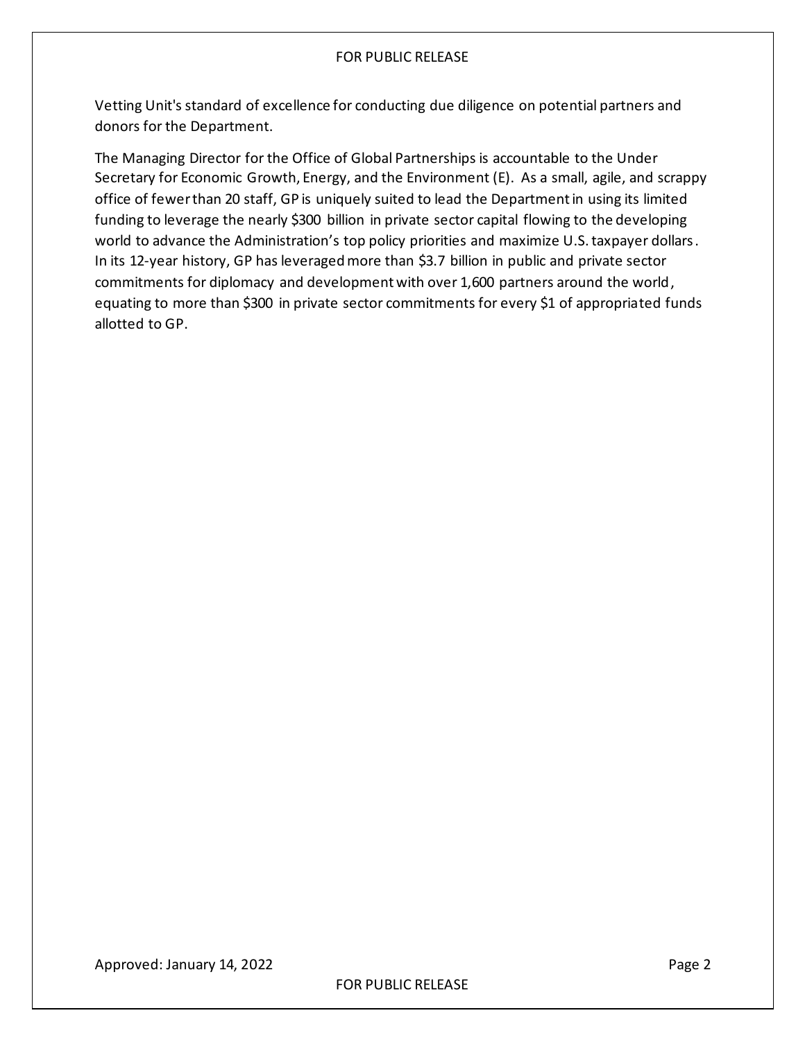Vetting Unit's standard of excellence for conducting due diligence on potential partners and donors for the Department.

The Managing Director for the Office of Global Partnerships is accountable to the Under Secretary for Economic Growth, Energy, and the Environment (E). As a small, agile, and scrappy office of fewer than 20 staff, GP is uniquely suited to lead the Department in using its limited funding to leverage the nearly $300 billion in private sector capital flowing to the developing world to advance the Administration's top policy priorities and maximize U.S. taxpayer dollars. In its 12-year history, GP has leveraged more than $3.7 billion in public and private sector commitments for diplomacy and development with over 1,600 partners around the world, equating to more than $300 in private sector commitments for every $1 of appropriated funds allotted to GP.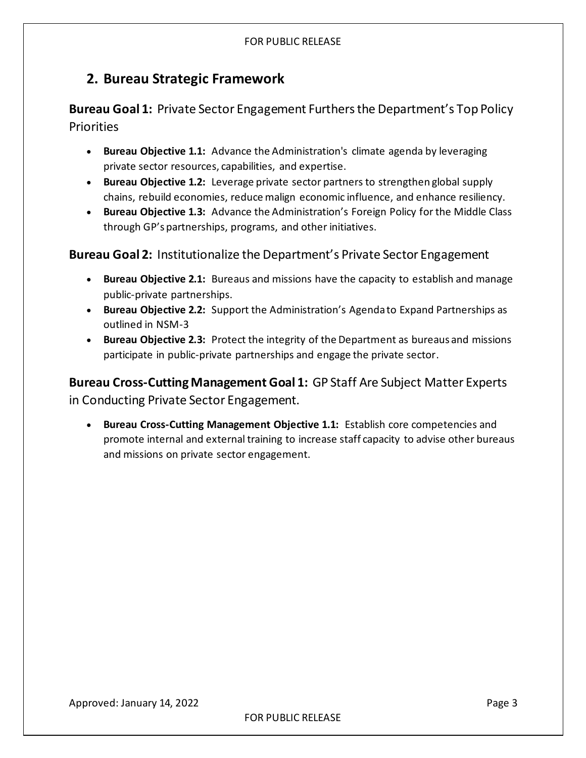## 2. Bureau Strategic Framework

**Bureau Goal 1:** Private Sector Engagement Furthers the Department's Top Policy Priorities

- **Bureau Objective 1.1:** Advance the Administration's climate agenda by leveraging private sector resources, capabilities, and expertise.
- **Bureau Objective 1.2:** Leverage private sector partners to strengthen global supply chains, rebuild economies, reduce malign economic influence, and enhance resiliency.
- **Bureau Objective 1.3:** Advance the Administration's Foreign Policy for the Middle Class through GP's partnerships, programs, and other initiatives.

**Bureau Goal 2:** Institutionalize the Department's Private Sector Engagement

- **Bureau Objective 2.1:** Bureaus and missions have the capacity to establish and manage public-private partnerships.
- **Bureau Objective 2.2:** Support the Administration's Agenda to Expand Partnerships as outlined in NSM-3
- **Bureau Objective 2.3:** Protect the integrity of the Department as bureaus and missions participate in public-private partnerships and engage the private sector.

**Bureau Cross-Cutting Management Goal 1:** GP Staff Are Subject Matter Experts in Conducting Private Sector Engagement.

- **Bureau Cross-Cutting Management Objective 1.1:** Establish core competencies and promote internal and external training to increase staff capacity to advise other bureaus and missions on private sector engagement.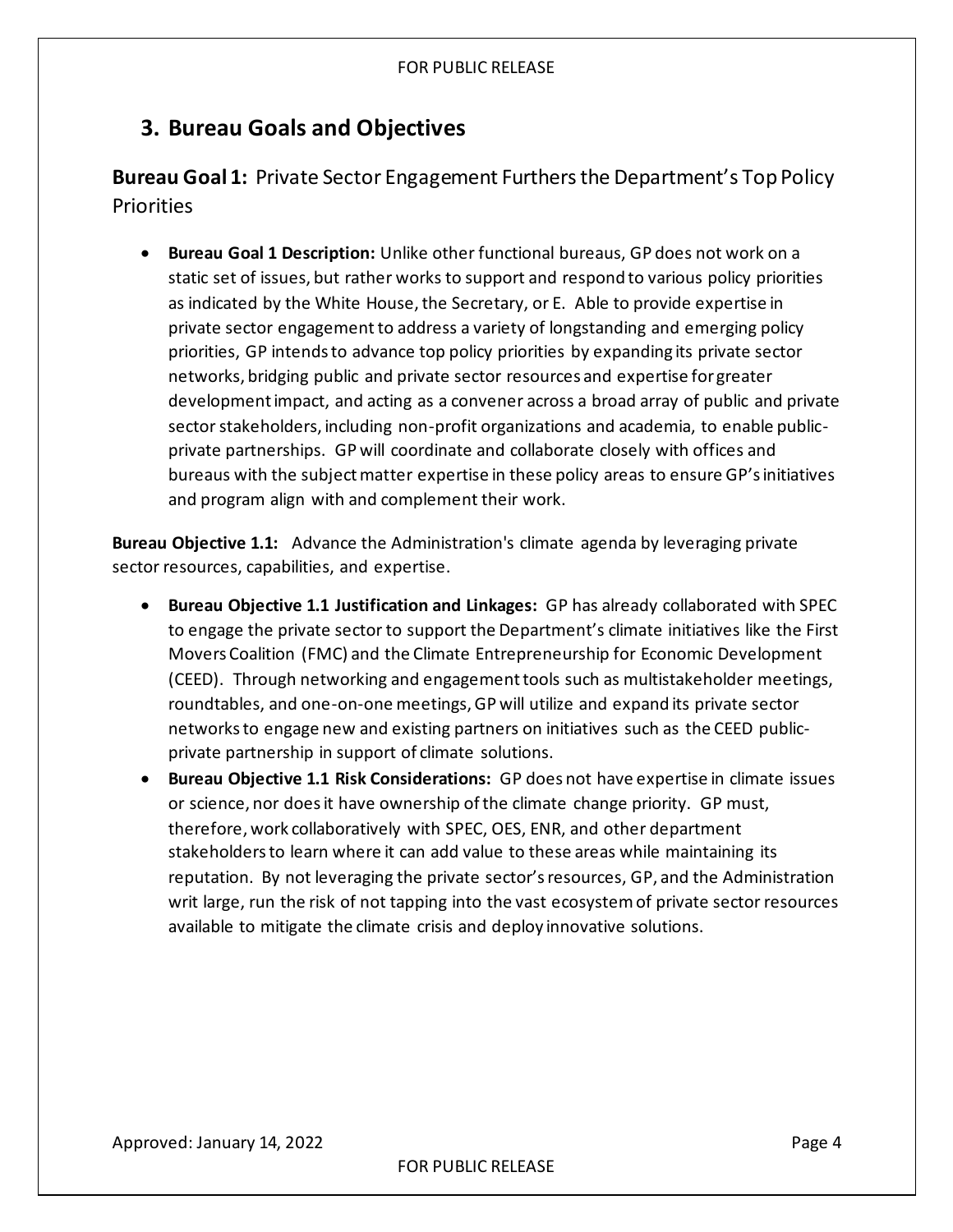## 3. Bureau Goals and Objectives

### **Bureau Goal 1:** Private Sector Engagement Furthers the Department's Top Policy Priorities

- **Bureau Goal 1 Description:** Unlike other functional bureaus, GP does not work on a static set of issues, but rather works to support and respond to various policy priorities as indicated by the White House, the Secretary, or E. Able to provide expertise in private sector engagement to address a variety of longstanding and emerging policy priorities, GP intends to advance top policy priorities by expanding its private sector networks, bridging public and private sector resources and expertise for greater development impact, and acting as a convener across a broad array of public and private sector stakeholders, including non-profit organizations and academia, to enable public-private partnerships. GP will coordinate and collaborate closely with offices and bureaus with the subject matter expertise in these policy areas to ensure GP's initiatives and program align with and complement their work.

**Bureau Objective 1.1:** Advance the Administration's climate agenda by leveraging private sector resources, capabilities, and expertise.

- **Bureau Objective 1.1 Justification and Linkages:** GP has already collaborated with SPEC to engage the private sector to support the Department's climate initiatives like the First Movers Coalition (FMC) and the Climate Entrepreneurship for Economic Development (CEED). Through networking and engagement tools such as multistakeholder meetings, roundtables, and one-on-one meetings, GP will utilize and expand its private sector networks to engage new and existing partners on initiatives such as the CEED public-private partnership in support of climate solutions.
- **Bureau Objective 1.1 Risk Considerations:** GP does not have expertise in climate issues or science, nor does it have ownership of the climate change priority. GP must, therefore, work collaboratively with SPEC, OES, ENR, and other department stakeholders to learn where it can add value to these areas while maintaining its reputation. By not leveraging the private sector's resources, GP, and the Administration writ large, run the risk of not tapping into the vast ecosystem of private sector resources available to mitigate the climate crisis and deploy innovative solutions.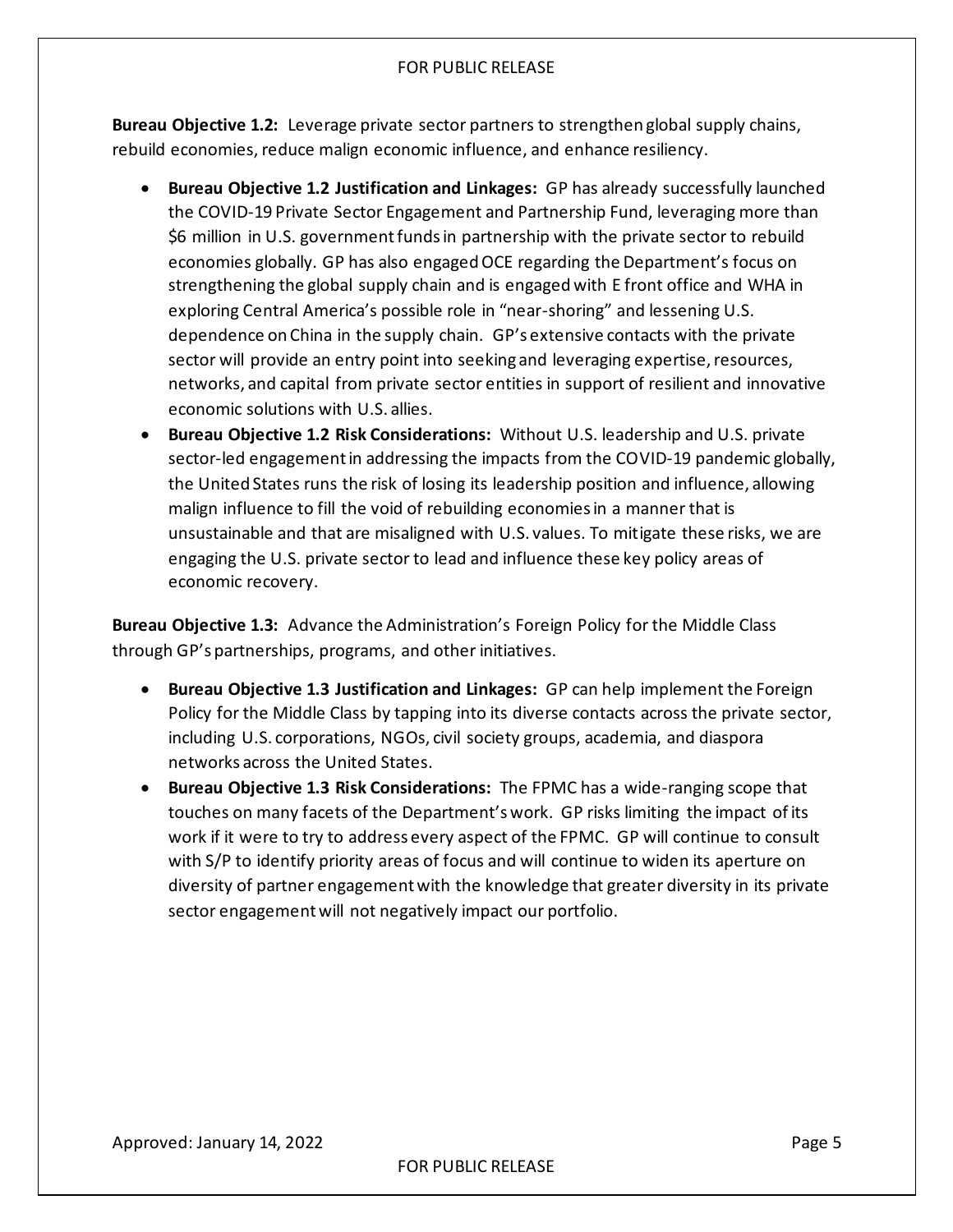**Bureau Objective 1.2:** Leverage private sector partners to strengthen global supply chains, rebuild economies, reduce malign economic influence, and enhance resiliency.

- **Bureau Objective 1.2 Justification and Linkages:** GP has already successfully launched the COVID-19 Private Sector Engagement and Partnership Fund, leveraging more than $6 million in U.S. government funds in partnership with the private sector to rebuild economies globally. GP has also engaged OCE regarding the Department's focus on strengthening the global supply chain and is engaged with E front office and WHA in exploring Central America's possible role in "near-shoring" and lessening U.S. dependence on China in the supply chain. GP's extensive contacts with the private sector will provide an entry point into seeking and leveraging expertise, resources, networks, and capital from private sector entities in support of resilient and innovative economic solutions with U.S. allies.
- **Bureau Objective 1.2 Risk Considerations:** Without U.S. leadership and U.S. private sector-led engagement in addressing the impacts from the COVID-19 pandemic globally, the United States runs the risk of losing its leadership position and influence, allowing malign influence to fill the void of rebuilding economies in a manner that is unsustainable and that are misaligned with U.S. values. To mitigate these risks, we are engaging the U.S. private sector to lead and influence these key policy areas of economic recovery.

**Bureau Objective 1.3:** Advance the Administration's Foreign Policy for the Middle Class through GP's partnerships, programs, and other initiatives.

- **Bureau Objective 1.3 Justification and Linkages:** GP can help implement the Foreign Policy for the Middle Class by tapping into its diverse contacts across the private sector, including U.S. corporations, NGOs, civil society groups, academia, and diaspora networks across the United States.
- **Bureau Objective 1.3 Risk Considerations:** The FPMC has a wide-ranging scope that touches on many facets of the Department's work. GP risks limiting the impact of its work if it were to try to address every aspect of the FPMC. GP will continue to consult with S/P to identify priority areas of focus and will continue to widen its aperture on diversity of partner engagement with the knowledge that greater diversity in its private sector engagement will not negatively impact our portfolio.

Approved: January 14, 2022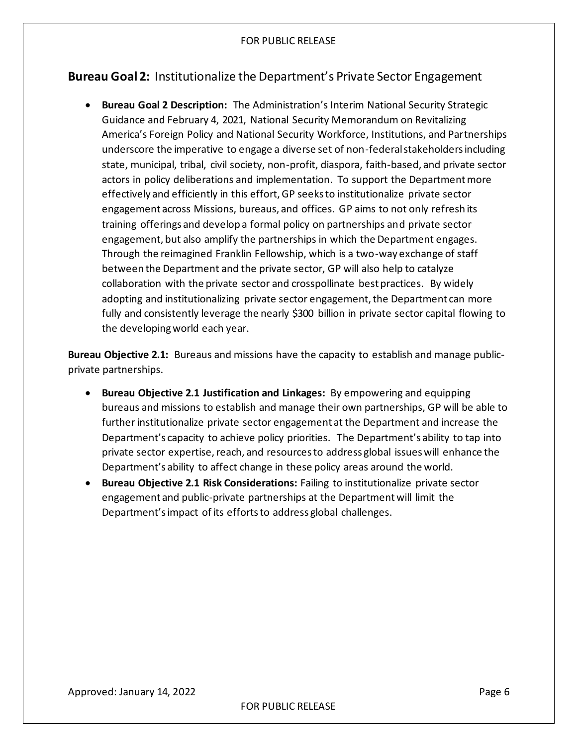## **Bureau Goal 2:** Institutionalize the Department's Private Sector Engagement

- **Bureau Goal 2 Description:** The Administration's Interim National Security Strategic Guidance and February 4, 2021, National Security Memorandum on Revitalizing America's Foreign Policy and National Security Workforce, Institutions, and Partnerships underscore the imperative to engage a diverse set of non-federal stakeholders including state, municipal, tribal, civil society, non-profit, diaspora, faith-based, and private sector actors in policy deliberations and implementation. To support the Department more effectively and efficiently in this effort, GP seeks to institutionalize private sector engagement across Missions, bureaus, and offices. GP aims to not only refresh its training offerings and develop a formal policy on partnerships and private sector engagement, but also amplify the partnerships in which the Department engages. Through the reimagined Franklin Fellowship, which is a two-way exchange of staff between the Department and the private sector, GP will also help to catalyze collaboration with the private sector and crosspollinate best practices. By widely adopting and institutionalizing private sector engagement, the Department can more fully and consistently leverage the nearly $300 billion in private sector capital flowing to the developing world each year.

**Bureau Objective 2.1:** Bureaus and missions have the capacity to establish and manage public-private partnerships.

- **Bureau Objective 2.1 Justification and Linkages:** By empowering and equipping bureaus and missions to establish and manage their own partnerships, GP will be able to further institutionalize private sector engagement at the Department and increase the Department's capacity to achieve policy priorities. The Department's ability to tap into private sector expertise, reach, and resources to address global issues will enhance the Department's ability to affect change in these policy areas around the world.
- **Bureau Objective 2.1 Risk Considerations:** Failing to institutionalize private sector engagement and public-private partnerships at the Department will limit the Department's impact of its efforts to address global challenges.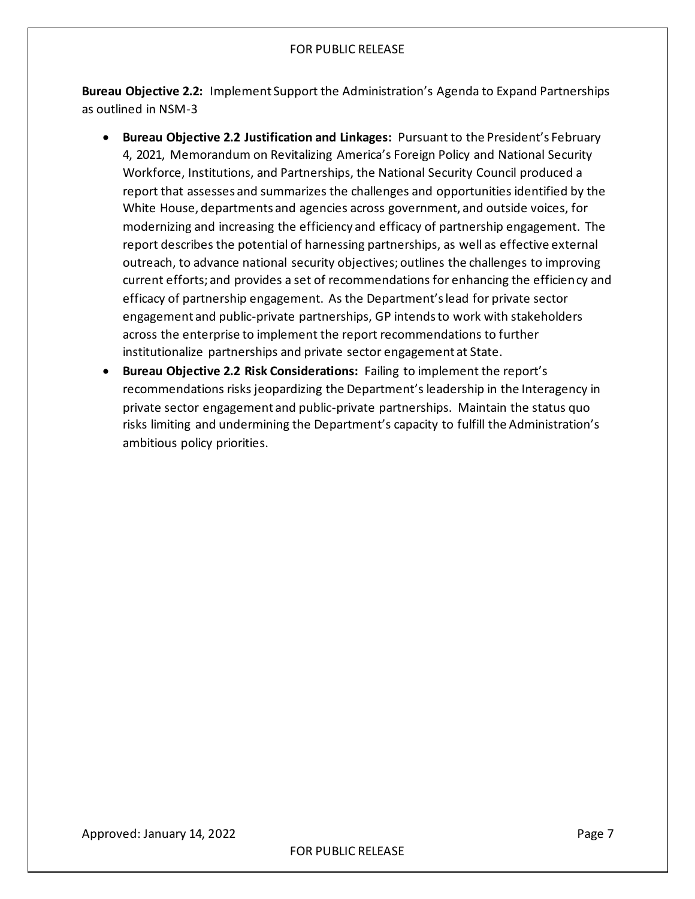**Bureau Objective 2.2:** Implement Support the Administration's Agenda to Expand Partnerships as outlined in NSM-3

- **Bureau Objective 2.2 Justification and Linkages:** Pursuant to the President's February 4, 2021, Memorandum on Revitalizing America's Foreign Policy and National Security Workforce, Institutions, and Partnerships, the National Security Council produced a report that assesses and summarizes the challenges and opportunities identified by the White House, departments and agencies across government, and outside voices, for modernizing and increasing the efficiency and efficacy of partnership engagement. The report describes the potential of harnessing partnerships, as well as effective external outreach, to advance national security objectives; outlines the challenges to improving current efforts; and provides a set of recommendations for enhancing the efficiency and efficacy of partnership engagement. As the Department's lead for private sector engagement and public-private partnerships, GP intends to work with stakeholders across the enterprise to implement the report recommendations to further institutionalize partnerships and private sector engagement at State.
- **Bureau Objective 2.2 Risk Considerations:** Failing to implement the report's recommendations risks jeopardizing the Department's leadership in the Interagency in private sector engagement and public-private partnerships. Maintain the status quo risks limiting and undermining the Department's capacity to fulfill the Administration's ambitious policy priorities.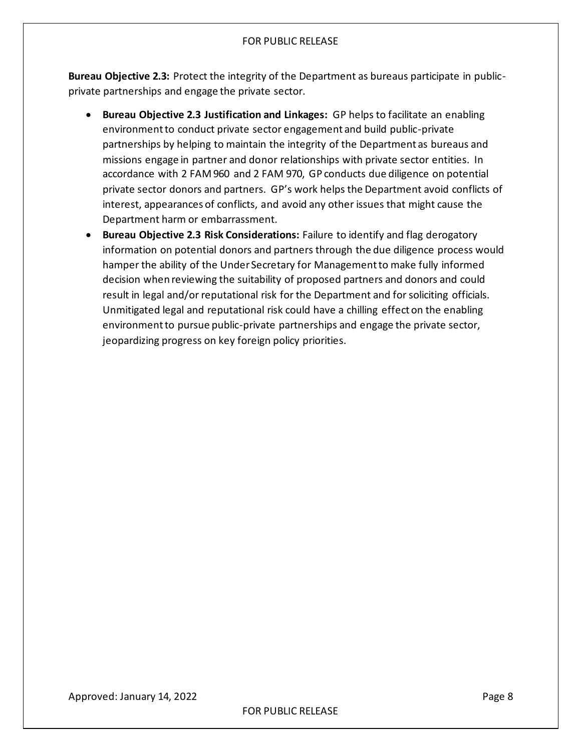**Bureau Objective 2.3:** Protect the integrity of the Department as bureaus participate in public-private partnerships and engage the private sector.

- **Bureau Objective 2.3 Justification and Linkages:** GP helps to facilitate an enabling environment to conduct private sector engagement and build public-private partnerships by helping to maintain the integrity of the Department as bureaus and missions engage in partner and donor relationships with private sector entities. In accordance with 2 FAM 960 and 2 FAM 970, GP conducts due diligence on potential private sector donors and partners. GP's work helps the Department avoid conflicts of interest, appearances of conflicts, and avoid any other issues that might cause the Department harm or embarrassment.
- **Bureau Objective 2.3 Risk Considerations:** Failure to identify and flag derogatory information on potential donors and partners through the due diligence process would hamper the ability of the Under Secretary for Management to make fully informed decision when reviewing the suitability of proposed partners and donors and could result in legal and/or reputational risk for the Department and for soliciting officials. Unmitigated legal and reputational risk could have a chilling effect on the enabling environment to pursue public-private partnerships and engage the private sector, jeopardizing progress on key foreign policy priorities.

Approved: January 14, 2022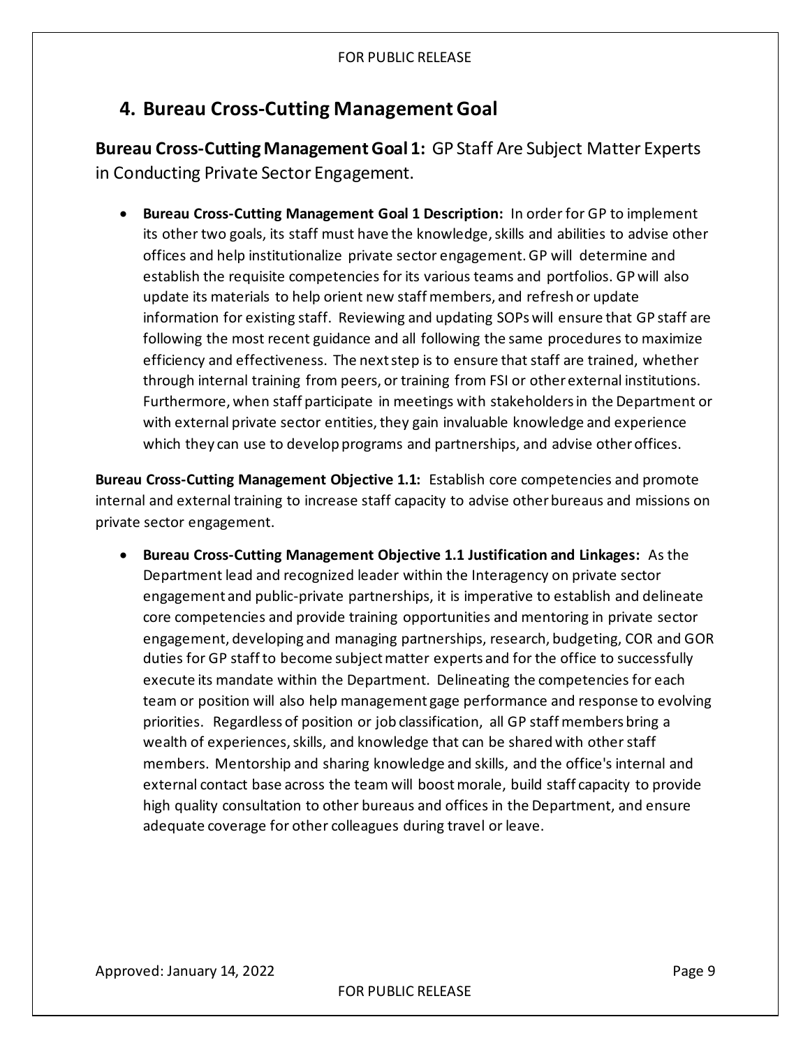## 4. Bureau Cross-Cutting Management Goal

**Bureau Cross-Cutting Management Goal 1:** GP Staff Are Subject Matter Experts in Conducting Private Sector Engagement.

- **Bureau Cross-Cutting Management Goal 1 Description:** In order for GP to implement its other two goals, its staff must have the knowledge, skills and abilities to advise other offices and help institutionalize private sector engagement. GP will determine and establish the requisite competencies for its various teams and portfolios. GP will also update its materials to help orient new staff members, and refresh or update information for existing staff. Reviewing and updating SOPs will ensure that GP staff are following the most recent guidance and all following the same procedures to maximize efficiency and effectiveness. The next step is to ensure that staff are trained, whether through internal training from peers, or training from FSI or other external institutions. Furthermore, when staff participate in meetings with stakeholders in the Department or with external private sector entities, they gain invaluable knowledge and experience which they can use to develop programs and partnerships, and advise other offices.

**Bureau Cross-Cutting Management Objective 1.1:** Establish core competencies and promote internal and external training to increase staff capacity to advise other bureaus and missions on private sector engagement.

- **Bureau Cross-Cutting Management Objective 1.1 Justification and Linkages:** As the Department lead and recognized leader within the Interagency on private sector engagement and public-private partnerships, it is imperative to establish and delineate core competencies and provide training opportunities and mentoring in private sector engagement, developing and managing partnerships, research, budgeting, COR and GOR duties for GP staff to become subject matter experts and for the office to successfully execute its mandate within the Department. Delineating the competencies for each team or position will also help management gage performance and response to evolving priorities. Regardless of position or job classification, all GP staff members bring a wealth of experiences, skills, and knowledge that can be shared with other staff members. Mentorship and sharing knowledge and skills, and the office's internal and external contact base across the team will boost morale, build staff capacity to provide high quality consultation to other bureaus and offices in the Department, and ensure adequate coverage for other colleagues during travel or leave.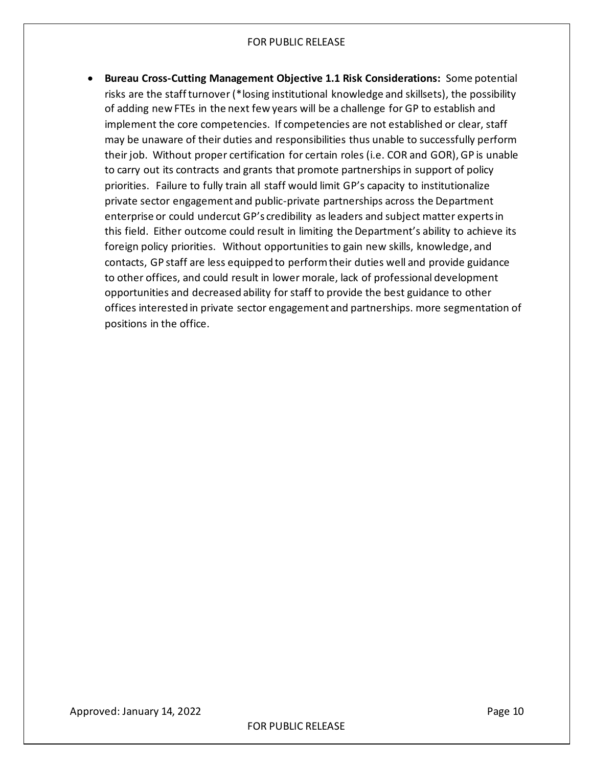- **Bureau Cross-Cutting Management Objective 1.1 Risk Considerations:** Some potential risks are the staff turnover (*losing institutional knowledge and skillsets), the possibility of adding new FTEs in the next few years will be a challenge for GP to establish and implement the core competencies. If competencies are not established or clear, staff may be unaware of their duties and responsibilities thus unable to successfully perform their job. Without proper certification for certain roles (i.e. COR and GOR), GP is unable to carry out its contracts and grants that promote partnerships in support of policy priorities. Failure to fully train all staff would limit GP's capacity to institutionalize private sector engagement and public-private partnerships across the Department enterprise or could undercut GP's credibility as leaders and subject matter experts in this field. Either outcome could result in limiting the Department's ability to achieve its foreign policy priorities. Without opportunities to gain new skills, knowledge, and contacts, GP staff are less equipped to perform their duties well and provide guidance to other offices, and could result in lower morale, lack of professional development opportunities and decreased ability for staff to provide the best guidance to other offices interested in private sector engagement and partnerships. more segmentation of positions in the office.

Approved: January 14, 2022